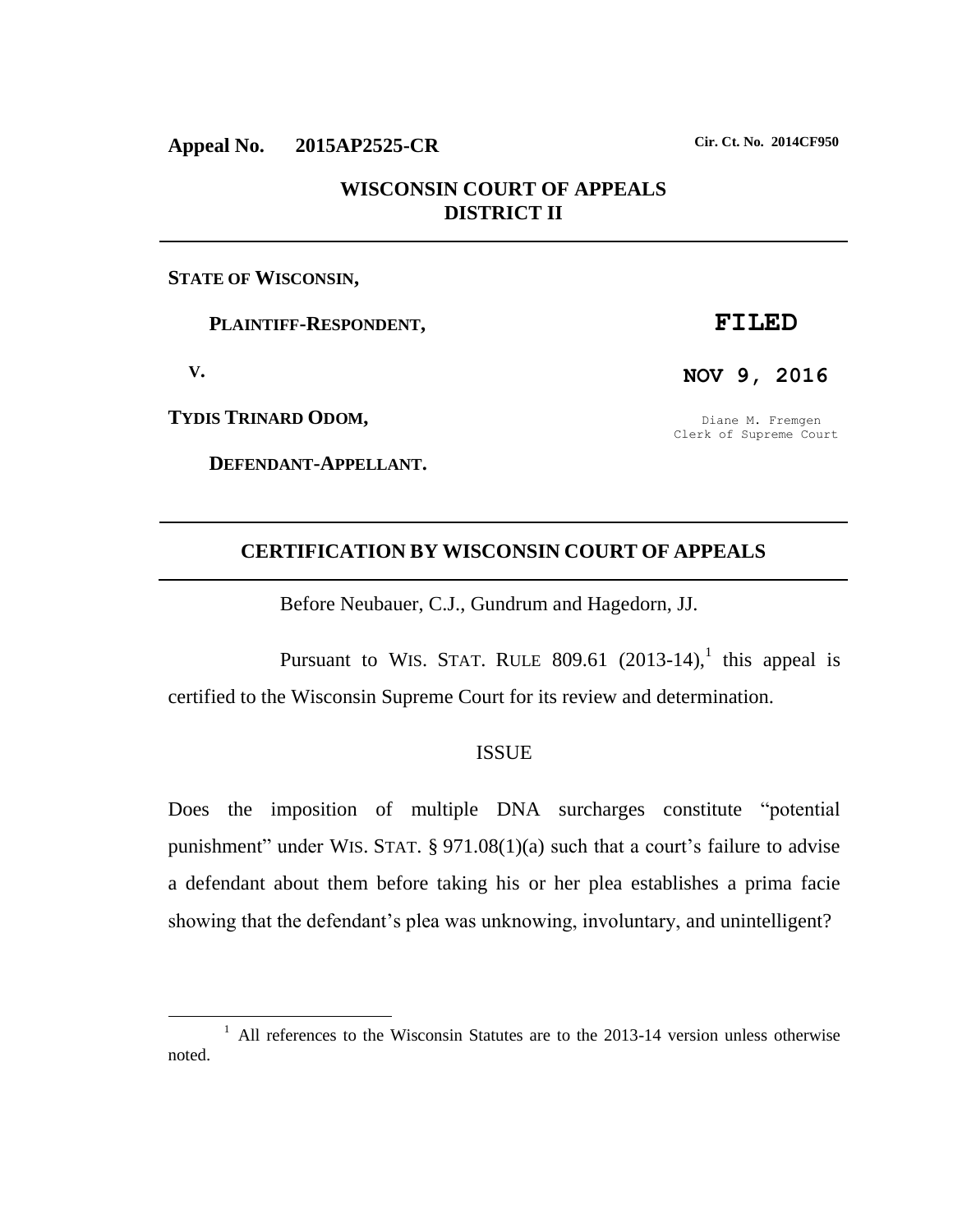**Appeal No. 2015AP2525-CR** **Cir. Ct. No. 2014CF950**

**WISCONSIN COURT OF APPEALS**
**DISTRICT II**

---

**STATE OF WISCONSIN,**

**PLAINTIFF-RESPONDENT,**

**V.**

**TYDIS TRINARD ODOM,**

**DEFENDANT-APPELLANT.**

**FILED**

**NOV 9, 2016**

Diane M. Fremgen
Clerk of Supreme Court

---

## CERTIFICATION BY WISCONSIN COURT OF APPEALS

---

Before Neubauer, C.J., Gundrum and Hagedorn, JJ.

Pursuant to WIS. STAT. RULE 809.61 (2013-14),[1] this appeal is certified to the Wisconsin Supreme Court for its review and determination.

### ISSUE

Does the imposition of multiple DNA surcharges constitute "potential punishment" under WIS. STAT. § 971.08(1)(a) such that a court's failure to advise a defendant about them before taking his or her plea establishes a prima facie showing that the defendant's plea was unknowing, involuntary, and unintelligent?

---

[1] All references to the Wisconsin Statutes are to the 2013-14 version unless otherwise noted.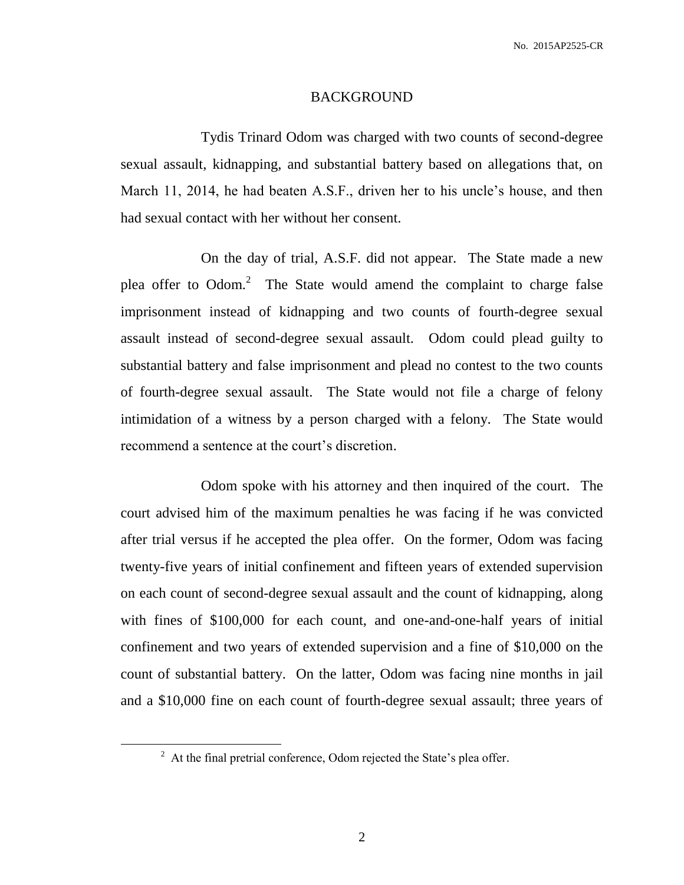## BACKGROUND

Tydis Trinard Odom was charged with two counts of second-degree sexual assault, kidnapping, and substantial battery based on allegations that, on March 11, 2014, he had beaten A.S.F., driven her to his uncle's house, and then had sexual contact with her without her consent.

On the day of trial, A.S.F. did not appear. The State made a new plea offer to Odom.[2] The State would amend the complaint to charge false imprisonment instead of kidnapping and two counts of fourth-degree sexual assault instead of second-degree sexual assault. Odom could plead guilty to substantial battery and false imprisonment and plead no contest to the two counts of fourth-degree sexual assault. The State would not file a charge of felony intimidation of a witness by a person charged with a felony. The State would recommend a sentence at the court's discretion.

Odom spoke with his attorney and then inquired of the court. The court advised him of the maximum penalties he was facing if he was convicted after trial versus if he accepted the plea offer. On the former, Odom was facing twenty-five years of initial confinement and fifteen years of extended supervision on each count of second-degree sexual assault and the count of kidnapping, along with fines of $100,000 for each count, and one-and-one-half years of initial confinement and two years of extended supervision and a fine of $10,000 on the count of substantial battery. On the latter, Odom was facing nine months in jail and a $10,000 fine on each count of fourth-degree sexual assault; three years of

---

[2] At the final pretrial conference, Odom rejected the State's plea offer.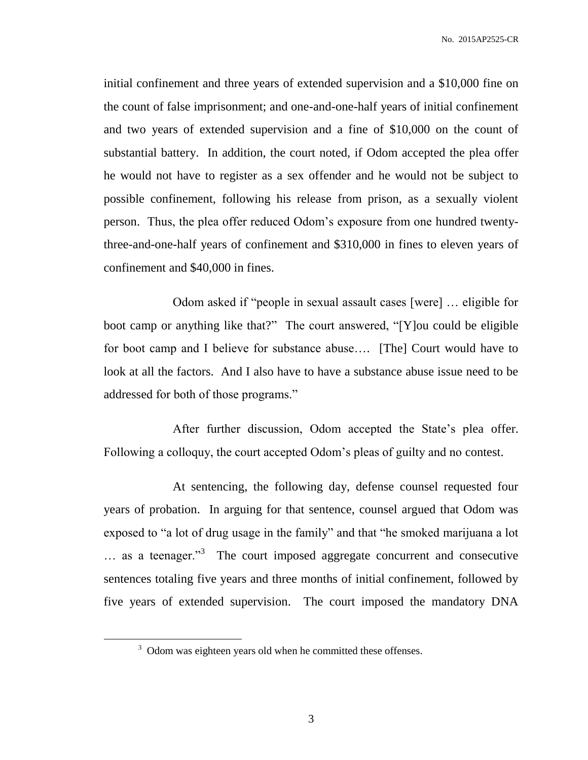initial confinement and three years of extended supervision and a $10,000 fine on the count of false imprisonment; and one-and-one-half years of initial confinement and two years of extended supervision and a fine of $10,000 on the count of substantial battery. In addition, the court noted, if Odom accepted the plea offer he would not have to register as a sex offender and he would not be subject to possible confinement, following his release from prison, as a sexually violent person. Thus, the plea offer reduced Odom's exposure from one hundred twenty-three-and-one-half years of confinement and $310,000 in fines to eleven years of confinement and $40,000 in fines.

Odom asked if "people in sexual assault cases [were] … eligible for boot camp or anything like that?" The court answered, "[Y]ou could be eligible for boot camp and I believe for substance abuse…. [The] Court would have to look at all the factors. And I also have to have a substance abuse issue need to be addressed for both of those programs."

After further discussion, Odom accepted the State's plea offer. Following a colloquy, the court accepted Odom's pleas of guilty and no contest.

At sentencing, the following day, defense counsel requested four years of probation. In arguing for that sentence, counsel argued that Odom was exposed to "a lot of drug usage in the family" and that "he smoked marijuana a lot … as a teenager."[3] The court imposed aggregate concurrent and consecutive sentences totaling five years and three months of initial confinement, followed by five years of extended supervision. The court imposed the mandatory DNA

[3] Odom was eighteen years old when he committed these offenses.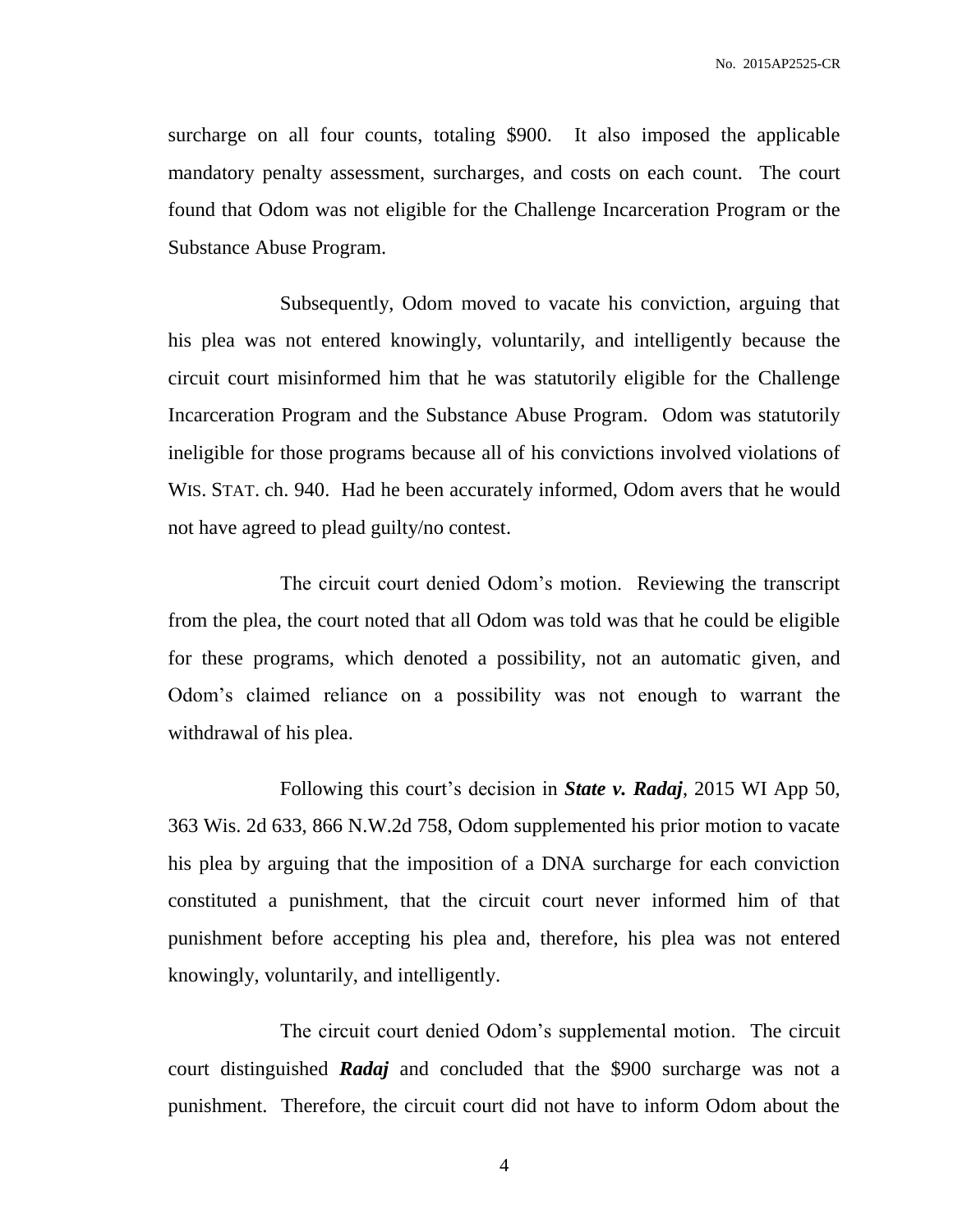surcharge on all four counts, totaling $900. It also imposed the applicable mandatory penalty assessment, surcharges, and costs on each count. The court found that Odom was not eligible for the Challenge Incarceration Program or the Substance Abuse Program.

Subsequently, Odom moved to vacate his conviction, arguing that his plea was not entered knowingly, voluntarily, and intelligently because the circuit court misinformed him that he was statutorily eligible for the Challenge Incarceration Program and the Substance Abuse Program. Odom was statutorily ineligible for those programs because all of his convictions involved violations of WIS. STAT. ch. 940. Had he been accurately informed, Odom avers that he would not have agreed to plead guilty/no contest.

The circuit court denied Odom's motion. Reviewing the transcript from the plea, the court noted that all Odom was told was that he could be eligible for these programs, which denoted a possibility, not an automatic given, and Odom's claimed reliance on a possibility was not enough to warrant the withdrawal of his plea.

Following this court's decision in ***State v. Radaj***, 2015 WI App 50, 363 Wis. 2d 633, 866 N.W.2d 758, Odom supplemented his prior motion to vacate his plea by arguing that the imposition of a DNA surcharge for each conviction constituted a punishment, that the circuit court never informed him of that punishment before accepting his plea and, therefore, his plea was not entered knowingly, voluntarily, and intelligently.

The circuit court denied Odom's supplemental motion. The circuit court distinguished ***Radaj*** and concluded that the $900 surcharge was not a punishment. Therefore, the circuit court did not have to inform Odom about the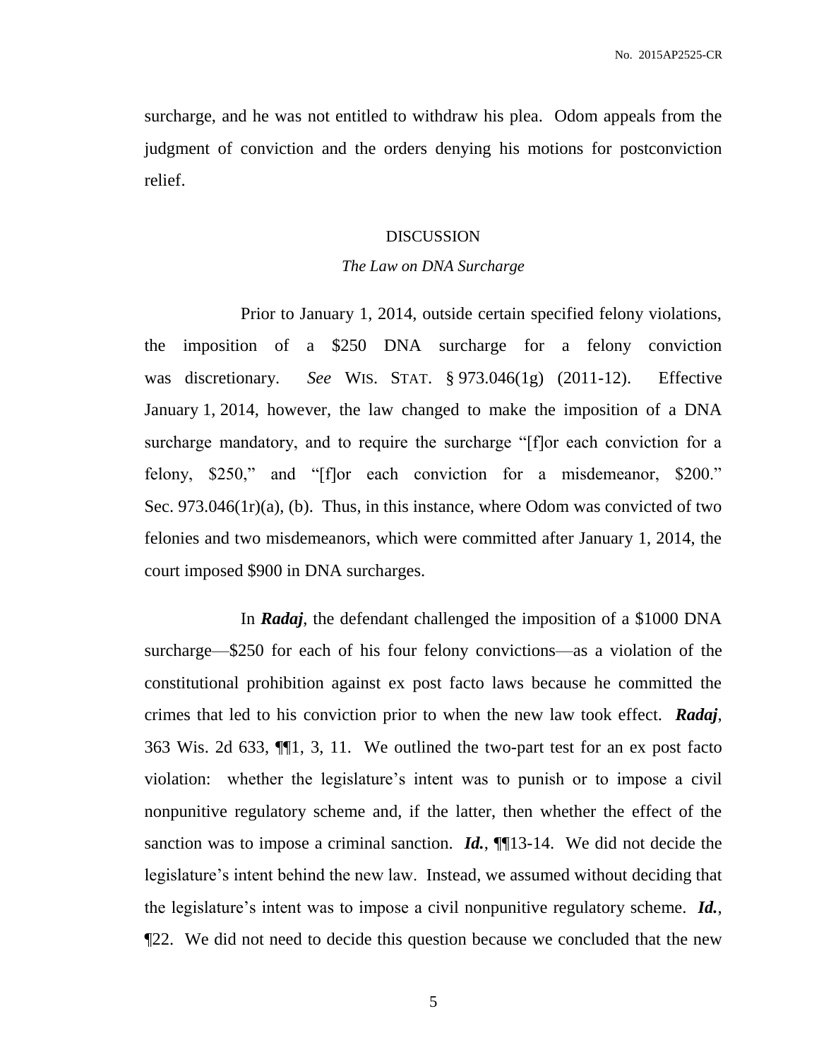surcharge, and he was not entitled to withdraw his plea. Odom appeals from the judgment of conviction and the orders denying his motions for postconviction relief.

## DISCUSSION

### *The Law on DNA Surcharge*

Prior to January 1, 2014, outside certain specified felony violations, the imposition of a $250 DNA surcharge for a felony conviction was discretionary. *See* WIS. STAT. § 973.046(1g) (2011-12). Effective January 1, 2014, however, the law changed to make the imposition of a DNA surcharge mandatory, and to require the surcharge "[f]or each conviction for a felony, $250," and "[f]or each conviction for a misdemeanor, $200." Sec. 973.046(1r)(a), (b). Thus, in this instance, where Odom was convicted of two felonies and two misdemeanors, which were committed after January 1, 2014, the court imposed $900 in DNA surcharges.

In ***Radaj***, the defendant challenged the imposition of a $1000 DNA surcharge—$250 for each of his four felony convictions—as a violation of the constitutional prohibition against ex post facto laws because he committed the crimes that led to his conviction prior to when the new law took effect. ***Radaj***, 363 Wis. 2d 633, ¶¶1, 3, 11. We outlined the two-part test for an ex post facto violation: whether the legislature's intent was to punish or to impose a civil nonpunitive regulatory scheme and, if the latter, then whether the effect of the sanction was to impose a criminal sanction. ***Id.***, ¶¶13-14. We did not decide the legislature's intent behind the new law. Instead, we assumed without deciding that the legislature's intent was to impose a civil nonpunitive regulatory scheme. ***Id.***, ¶22. We did not need to decide this question because we concluded that the new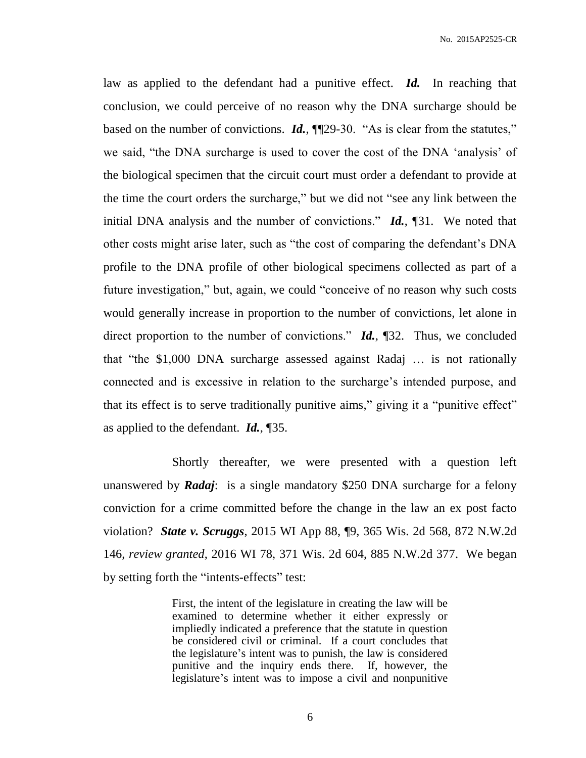law as applied to the defendant had a punitive effect. ***Id.*** In reaching that conclusion, we could perceive of no reason why the DNA surcharge should be based on the number of convictions. ***Id.***, ¶¶29-30. "As is clear from the statutes," we said, "the DNA surcharge is used to cover the cost of the DNA 'analysis' of the biological specimen that the circuit court must order a defendant to provide at the time the court orders the surcharge," but we did not "see any link between the initial DNA analysis and the number of convictions." ***Id.***, ¶31. We noted that other costs might arise later, such as "the cost of comparing the defendant's DNA profile to the DNA profile of other biological specimens collected as part of a future investigation," but, again, we could "conceive of no reason why such costs would generally increase in proportion to the number of convictions, let alone in direct proportion to the number of convictions." ***Id.***, ¶32. Thus, we concluded that "the $1,000 DNA surcharge assessed against Radaj … is not rationally connected and is excessive in relation to the surcharge's intended purpose, and that its effect is to serve traditionally punitive aims," giving it a "punitive effect" as applied to the defendant. ***Id.***, ¶35.

Shortly thereafter, we were presented with a question left unanswered by ***Radaj***: is a single mandatory $250 DNA surcharge for a felony conviction for a crime committed before the change in the law an ex post facto violation? ***State v. Scruggs***, 2015 WI App 88, ¶9, 365 Wis. 2d 568, 872 N.W.2d 146, *review granted*, 2016 WI 78, 371 Wis. 2d 604, 885 N.W.2d 377. We began by setting forth the "intents-effects" test:

> First, the intent of the legislature in creating the law will be examined to determine whether it either expressly or impliedly indicated a preference that the statute in question be considered civil or criminal. If a court concludes that the legislature's intent was to punish, the law is considered punitive and the inquiry ends there. If, however, the legislature's intent was to impose a civil and nonpunitive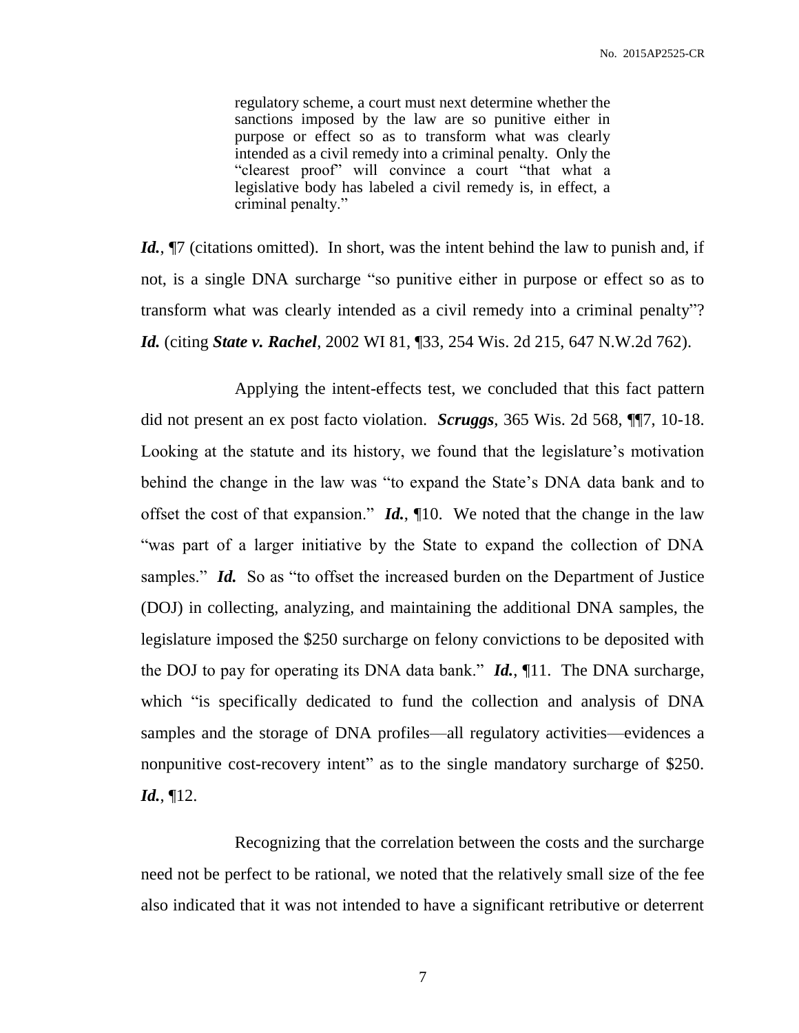> regulatory scheme, a court must next determine whether the sanctions imposed by the law are so punitive either in purpose or effect so as to transform what was clearly intended as a civil remedy into a criminal penalty. Only the "clearest proof" will convince a court "that what a legislative body has labeled a civil remedy is, in effect, a criminal penalty."

***Id.***, ¶7 (citations omitted). In short, was the intent behind the law to punish and, if not, is a single DNA surcharge "so punitive either in purpose or effect so as to transform what was clearly intended as a civil remedy into a criminal penalty"? ***Id.*** (citing ***State v. Rachel***, 2002 WI 81, ¶33, 254 Wis. 2d 215, 647 N.W.2d 762).

Applying the intent-effects test, we concluded that this fact pattern did not present an ex post facto violation. ***Scruggs***, 365 Wis. 2d 568, ¶¶7, 10-18. Looking at the statute and its history, we found that the legislature's motivation behind the change in the law was "to expand the State's DNA data bank and to offset the cost of that expansion." ***Id.***, ¶10. We noted that the change in the law "was part of a larger initiative by the State to expand the collection of DNA samples." ***Id.*** So as "to offset the increased burden on the Department of Justice (DOJ) in collecting, analyzing, and maintaining the additional DNA samples, the legislature imposed the $250 surcharge on felony convictions to be deposited with the DOJ to pay for operating its DNA data bank." ***Id.***, ¶11. The DNA surcharge, which "is specifically dedicated to fund the collection and analysis of DNA samples and the storage of DNA profiles—all regulatory activities—evidences a nonpunitive cost-recovery intent" as to the single mandatory surcharge of $250. ***Id.***, ¶12.

Recognizing that the correlation between the costs and the surcharge need not be perfect to be rational, we noted that the relatively small size of the fee also indicated that it was not intended to have a significant retributive or deterrent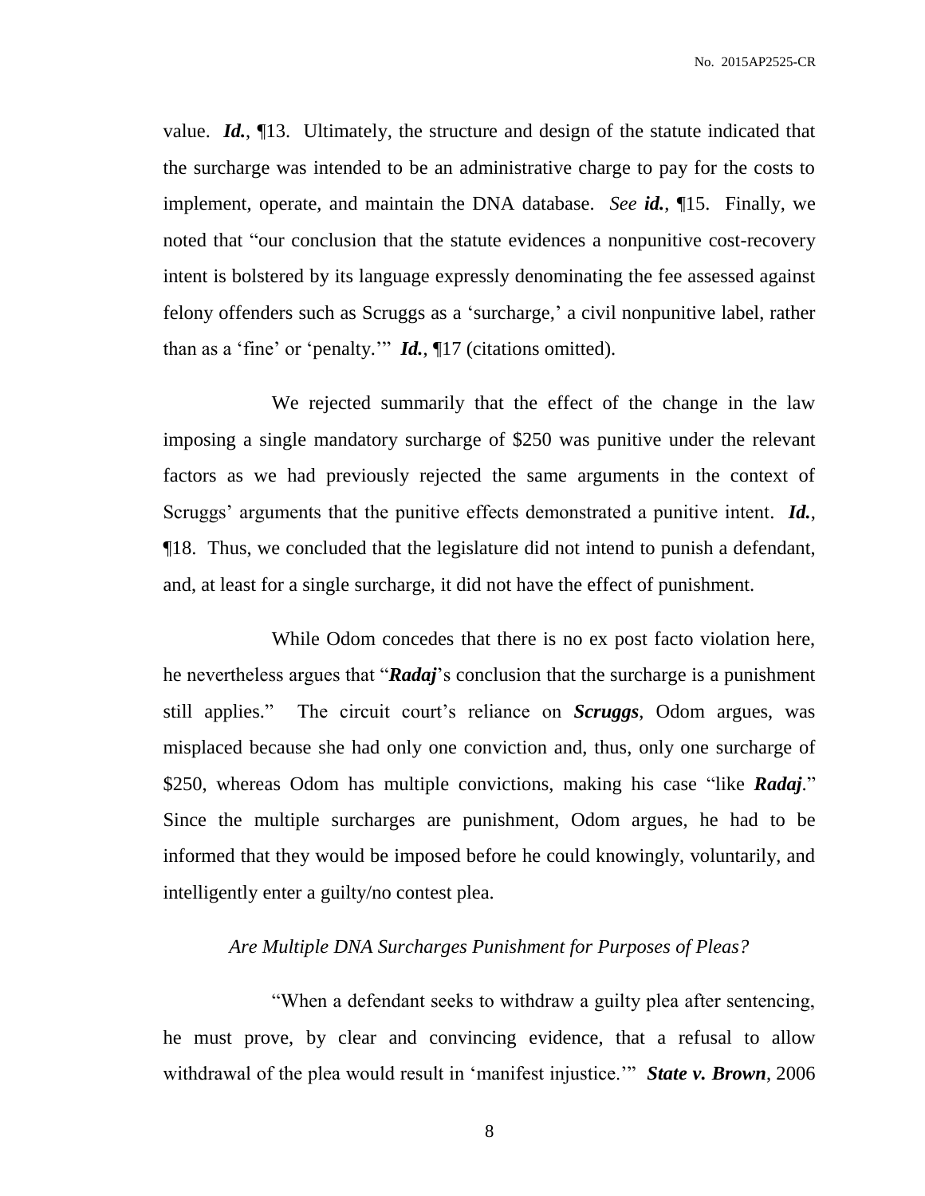value. ***Id.***, ¶13. Ultimately, the structure and design of the statute indicated that the surcharge was intended to be an administrative charge to pay for the costs to implement, operate, and maintain the DNA database. *See* ***id.***, ¶15. Finally, we noted that "our conclusion that the statute evidences a nonpunitive cost-recovery intent is bolstered by its language expressly denominating the fee assessed against felony offenders such as Scruggs as a 'surcharge,' a civil nonpunitive label, rather than as a 'fine' or 'penalty.'" ***Id.***, ¶17 (citations omitted).

We rejected summarily that the effect of the change in the law imposing a single mandatory surcharge of $250 was punitive under the relevant factors as we had previously rejected the same arguments in the context of Scruggs' arguments that the punitive effects demonstrated a punitive intent. ***Id.***, ¶18. Thus, we concluded that the legislature did not intend to punish a defendant, and, at least for a single surcharge, it did not have the effect of punishment.

While Odom concedes that there is no ex post facto violation here, he nevertheless argues that "***Radaj***'s conclusion that the surcharge is a punishment still applies." The circuit court's reliance on ***Scruggs***, Odom argues, was misplaced because she had only one conviction and, thus, only one surcharge of $250, whereas Odom has multiple convictions, making his case "like ***Radaj***." Since the multiple surcharges are punishment, Odom argues, he had to be informed that they would be imposed before he could knowingly, voluntarily, and intelligently enter a guilty/no contest plea.

*Are Multiple DNA Surcharges Punishment for Purposes of Pleas?*

"When a defendant seeks to withdraw a guilty plea after sentencing, he must prove, by clear and convincing evidence, that a refusal to allow withdrawal of the plea would result in 'manifest injustice.'" ***State v. Brown***, 2006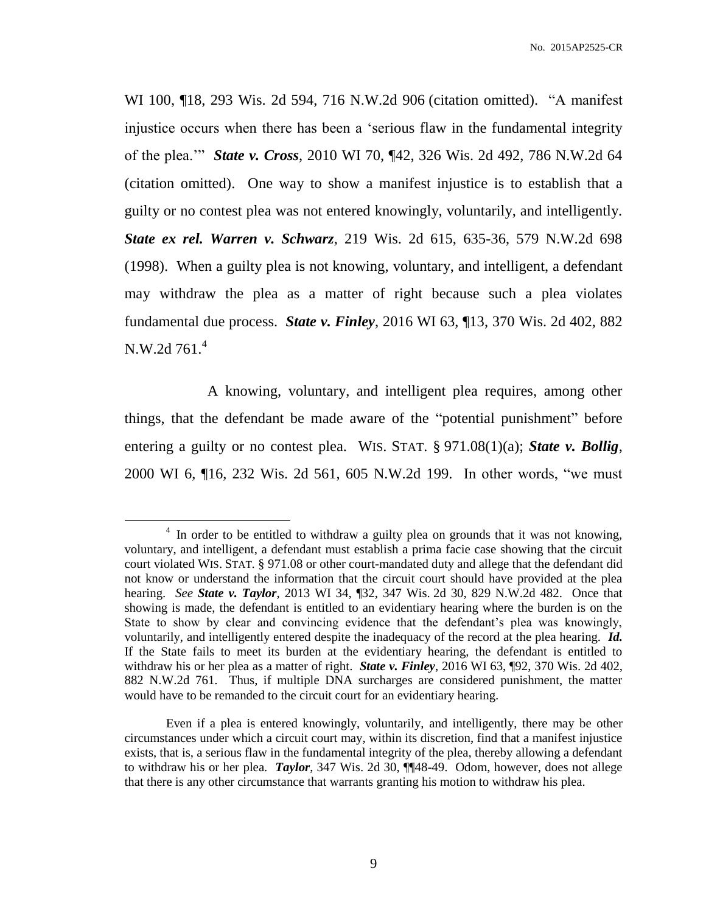WI 100, ¶18, 293 Wis. 2d 594, 716 N.W.2d 906 (citation omitted). "A manifest injustice occurs when there has been a 'serious flaw in the fundamental integrity of the plea.'" ***State v. Cross***, 2010 WI 70, ¶42, 326 Wis. 2d 492, 786 N.W.2d 64 (citation omitted). One way to show a manifest injustice is to establish that a guilty or no contest plea was not entered knowingly, voluntarily, and intelligently. ***State ex rel. Warren v. Schwarz***, 219 Wis. 2d 615, 635-36, 579 N.W.2d 698 (1998). When a guilty plea is not knowing, voluntary, and intelligent, a defendant may withdraw the plea as a matter of right because such a plea violates fundamental due process. ***State v. Finley***, 2016 WI 63, ¶13, 370 Wis. 2d 402, 882 N.W.2d 761.[4]

A knowing, voluntary, and intelligent plea requires, among other things, that the defendant be made aware of the "potential punishment" before entering a guilty or no contest plea. WIS. STAT. § 971.08(1)(a); ***State v. Bollig***, 2000 WI 6, ¶16, 232 Wis. 2d 561, 605 N.W.2d 199. In other words, "we must

---

[4] In order to be entitled to withdraw a guilty plea on grounds that it was not knowing, voluntary, and intelligent, a defendant must establish a prima facie case showing that the circuit court violated WIS. STAT. § 971.08 or other court-mandated duty and allege that the defendant did not know or understand the information that the circuit court should have provided at the plea hearing. *See* ***State v. Taylor***, 2013 WI 34, ¶32, 347 Wis. 2d 30, 829 N.W.2d 482. Once that showing is made, the defendant is entitled to an evidentiary hearing where the burden is on the State to show by clear and convincing evidence that the defendant's plea was knowingly, voluntarily, and intelligently entered despite the inadequacy of the record at the plea hearing. ***Id.*** If the State fails to meet its burden at the evidentiary hearing, the defendant is entitled to withdraw his or her plea as a matter of right. ***State v. Finley***, 2016 WI 63, ¶92, 370 Wis. 2d 402, 882 N.W.2d 761. Thus, if multiple DNA surcharges are considered punishment, the matter would have to be remanded to the circuit court for an evidentiary hearing.

Even if a plea is entered knowingly, voluntarily, and intelligently, there may be other circumstances under which a circuit court may, within its discretion, find that a manifest injustice exists, that is, a serious flaw in the fundamental integrity of the plea, thereby allowing a defendant to withdraw his or her plea. ***Taylor***, 347 Wis. 2d 30, ¶¶48-49. Odom, however, does not allege that there is any other circumstance that warrants granting his motion to withdraw his plea.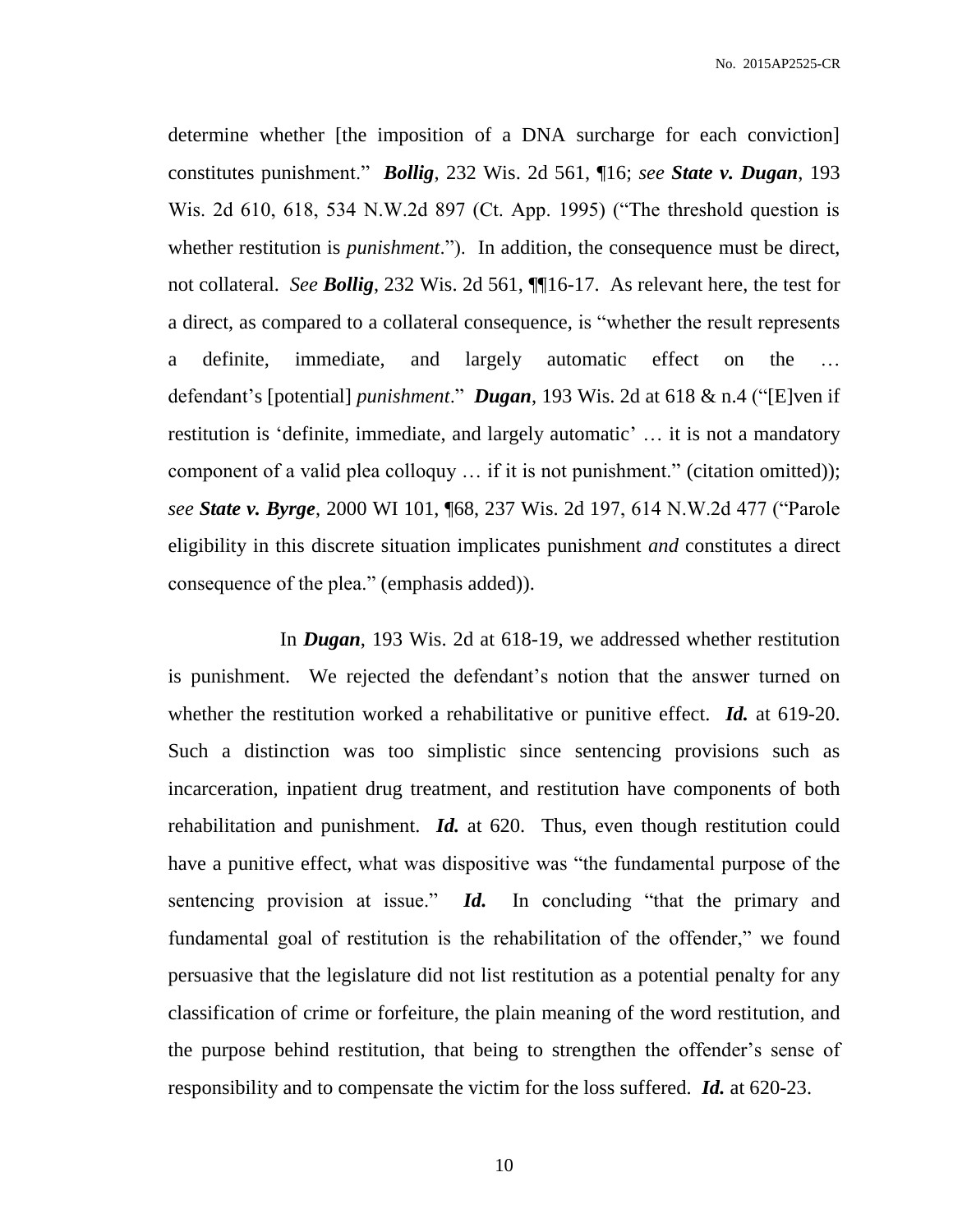determine whether [the imposition of a DNA surcharge for each conviction] constitutes punishment." ***Bollig***, 232 Wis. 2d 561, ¶16; *see* ***State v. Dugan***, 193 Wis. 2d 610, 618, 534 N.W.2d 897 (Ct. App. 1995) ("The threshold question is whether restitution is *punishment*."). In addition, the consequence must be direct, not collateral. *See* ***Bollig***, 232 Wis. 2d 561, ¶¶16-17. As relevant here, the test for a direct, as compared to a collateral consequence, is "whether the result represents a definite, immediate, and largely automatic effect on the … defendant's [potential] *punishment*." ***Dugan***, 193 Wis. 2d at 618 & n.4 ("[E]ven if restitution is 'definite, immediate, and largely automatic' … it is not a mandatory component of a valid plea colloquy … if it is not punishment." (citation omitted)); *see* ***State v. Byrge***, 2000 WI 101, ¶68, 237 Wis. 2d 197, 614 N.W.2d 477 ("Parole eligibility in this discrete situation implicates punishment *and* constitutes a direct consequence of the plea." (emphasis added)).

In ***Dugan***, 193 Wis. 2d at 618-19, we addressed whether restitution is punishment. We rejected the defendant's notion that the answer turned on whether the restitution worked a rehabilitative or punitive effect. ***Id.*** at 619-20. Such a distinction was too simplistic since sentencing provisions such as incarceration, inpatient drug treatment, and restitution have components of both rehabilitation and punishment. ***Id.*** at 620. Thus, even though restitution could have a punitive effect, what was dispositive was "the fundamental purpose of the sentencing provision at issue." ***Id.*** In concluding "that the primary and fundamental goal of restitution is the rehabilitation of the offender," we found persuasive that the legislature did not list restitution as a potential penalty for any classification of crime or forfeiture, the plain meaning of the word restitution, and the purpose behind restitution, that being to strengthen the offender's sense of responsibility and to compensate the victim for the loss suffered. ***Id.*** at 620-23.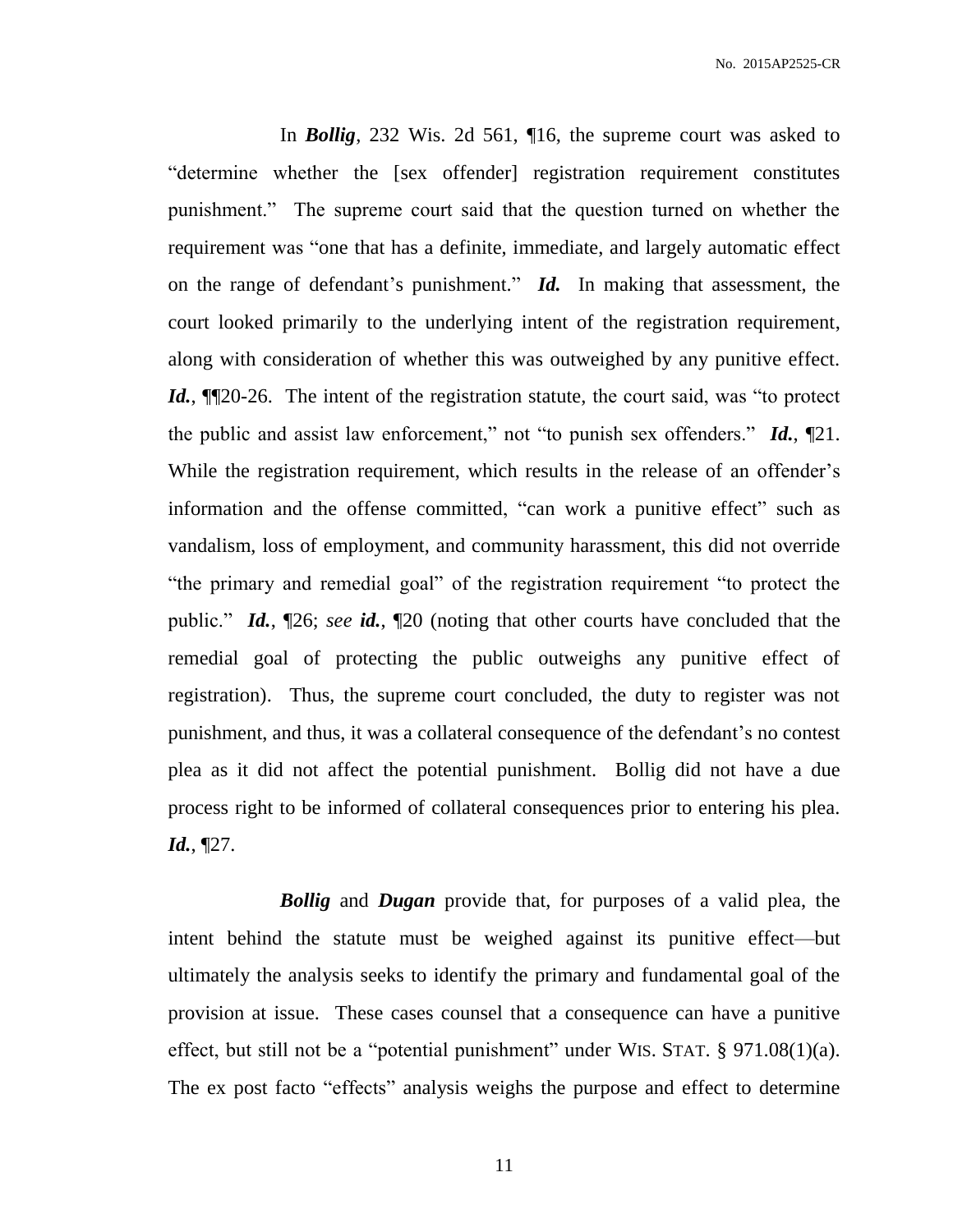In ***Bollig***, 232 Wis. 2d 561, ¶16, the supreme court was asked to "determine whether the [sex offender] registration requirement constitutes punishment." The supreme court said that the question turned on whether the requirement was "one that has a definite, immediate, and largely automatic effect on the range of defendant's punishment." ***Id.*** In making that assessment, the court looked primarily to the underlying intent of the registration requirement, along with consideration of whether this was outweighed by any punitive effect. ***Id.***, ¶¶20-26. The intent of the registration statute, the court said, was "to protect the public and assist law enforcement," not "to punish sex offenders." ***Id.***, ¶21. While the registration requirement, which results in the release of an offender's information and the offense committed, "can work a punitive effect" such as vandalism, loss of employment, and community harassment, this did not override "the primary and remedial goal" of the registration requirement "to protect the public." ***Id.***, ¶26; *see* ***id.***, ¶20 (noting that other courts have concluded that the remedial goal of protecting the public outweighs any punitive effect of registration). Thus, the supreme court concluded, the duty to register was not punishment, and thus, it was a collateral consequence of the defendant's no contest plea as it did not affect the potential punishment. Bollig did not have a due process right to be informed of collateral consequences prior to entering his plea. ***Id.***, ¶27.

***Bollig*** and ***Dugan*** provide that, for purposes of a valid plea, the intent behind the statute must be weighed against its punitive effect—but ultimately the analysis seeks to identify the primary and fundamental goal of the provision at issue. These cases counsel that a consequence can have a punitive effect, but still not be a "potential punishment" under WIS. STAT. § 971.08(1)(a). The ex post facto "effects" analysis weighs the purpose and effect to determine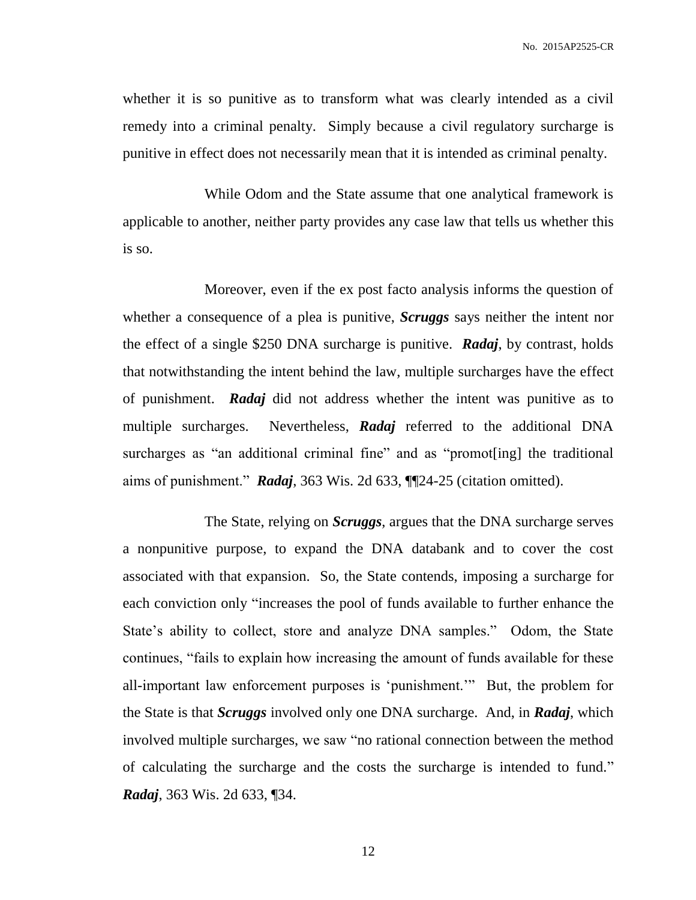whether it is so punitive as to transform what was clearly intended as a civil remedy into a criminal penalty. Simply because a civil regulatory surcharge is punitive in effect does not necessarily mean that it is intended as criminal penalty.

While Odom and the State assume that one analytical framework is applicable to another, neither party provides any case law that tells us whether this is so.

Moreover, even if the ex post facto analysis informs the question of whether a consequence of a plea is punitive, ***Scruggs*** says neither the intent nor the effect of a single $250 DNA surcharge is punitive. ***Radaj***, by contrast, holds that notwithstanding the intent behind the law, multiple surcharges have the effect of punishment. ***Radaj*** did not address whether the intent was punitive as to multiple surcharges. Nevertheless, ***Radaj*** referred to the additional DNA surcharges as "an additional criminal fine" and as "promot[ing] the traditional aims of punishment." ***Radaj***, 363 Wis. 2d 633, ¶¶24-25 (citation omitted).

The State, relying on ***Scruggs***, argues that the DNA surcharge serves a nonpunitive purpose, to expand the DNA databank and to cover the cost associated with that expansion. So, the State contends, imposing a surcharge for each conviction only "increases the pool of funds available to further enhance the State's ability to collect, store and analyze DNA samples." Odom, the State continues, "fails to explain how increasing the amount of funds available for these all-important law enforcement purposes is 'punishment.'" But, the problem for the State is that ***Scruggs*** involved only one DNA surcharge. And, in ***Radaj***, which involved multiple surcharges, we saw "no rational connection between the method of calculating the surcharge and the costs the surcharge is intended to fund." ***Radaj***, 363 Wis. 2d 633, ¶34.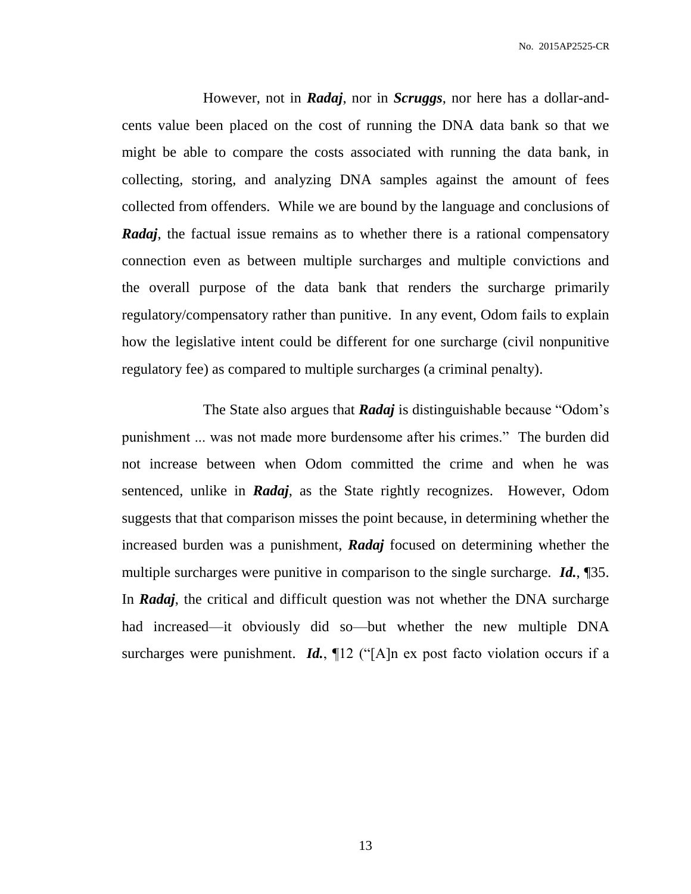However, not in ***Radaj***, nor in ***Scruggs***, nor here has a dollar-and-cents value been placed on the cost of running the DNA data bank so that we might be able to compare the costs associated with running the data bank, in collecting, storing, and analyzing DNA samples against the amount of fees collected from offenders. While we are bound by the language and conclusions of ***Radaj***, the factual issue remains as to whether there is a rational compensatory connection even as between multiple surcharges and multiple convictions and the overall purpose of the data bank that renders the surcharge primarily regulatory/compensatory rather than punitive. In any event, Odom fails to explain how the legislative intent could be different for one surcharge (civil nonpunitive regulatory fee) as compared to multiple surcharges (a criminal penalty).

The State also argues that ***Radaj*** is distinguishable because "Odom's punishment ... was not made more burdensome after his crimes." The burden did not increase between when Odom committed the crime and when he was sentenced, unlike in ***Radaj***, as the State rightly recognizes. However, Odom suggests that that comparison misses the point because, in determining whether the increased burden was a punishment, ***Radaj*** focused on determining whether the multiple surcharges were punitive in comparison to the single surcharge. ***Id.***, ¶35. In ***Radaj***, the critical and difficult question was not whether the DNA surcharge had increased—it obviously did so—but whether the new multiple DNA surcharges were punishment. ***Id.***, ¶12 ("[A]n ex post facto violation occurs if a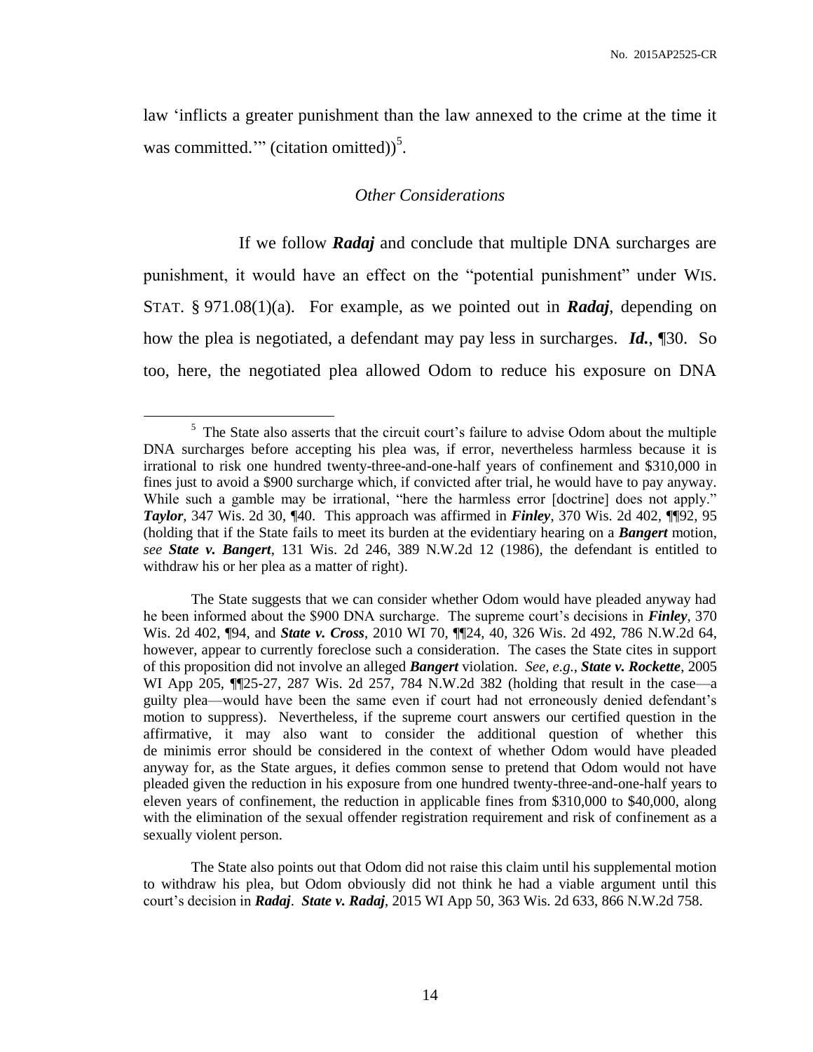law 'inflicts a greater punishment than the law annexed to the crime at the time it was committed.'" (citation omitted))[5].

*Other Considerations*

If we follow ***Radaj*** and conclude that multiple DNA surcharges are punishment, it would have an effect on the "potential punishment" under WIS. STAT. § 971.08(1)(a). For example, as we pointed out in ***Radaj***, depending on how the plea is negotiated, a defendant may pay less in surcharges. ***Id.***, ¶30. So too, here, the negotiated plea allowed Odom to reduce his exposure on DNA

---

[5] The State also asserts that the circuit court's failure to advise Odom about the multiple DNA surcharges before accepting his plea was, if error, nevertheless harmless because it is irrational to risk one hundred twenty-three-and-one-half years of confinement and $310,000 in fines just to avoid a $900 surcharge which, if convicted after trial, he would have to pay anyway. While such a gamble may be irrational, "here the harmless error [doctrine] does not apply." ***Taylor***, 347 Wis. 2d 30, ¶40. This approach was affirmed in ***Finley***, 370 Wis. 2d 402, ¶¶92, 95 (holding that if the State fails to meet its burden at the evidentiary hearing on a ***Bangert*** motion, *see* ***State v. Bangert***, 131 Wis. 2d 246, 389 N.W.2d 12 (1986), the defendant is entitled to withdraw his or her plea as a matter of right).

The State suggests that we can consider whether Odom would have pleaded anyway had he been informed about the $900 DNA surcharge. The supreme court's decisions in ***Finley***, 370 Wis. 2d 402, ¶94, and ***State v. Cross***, 2010 WI 70, ¶¶24, 40, 326 Wis. 2d 492, 786 N.W.2d 64, however, appear to currently foreclose such a consideration. The cases the State cites in support of this proposition did not involve an alleged ***Bangert*** violation. *See, e.g.*, ***State v. Rockette***, 2005 WI App 205, ¶¶25-27, 287 Wis. 2d 257, 784 N.W.2d 382 (holding that result in the case—a guilty plea—would have been the same even if court had not erroneously denied defendant's motion to suppress). Nevertheless, if the supreme court answers our certified question in the affirmative, it may also want to consider the additional question of whether this de minimis error should be considered in the context of whether Odom would have pleaded anyway for, as the State argues, it defies common sense to pretend that Odom would not have pleaded given the reduction in his exposure from one hundred twenty-three-and-one-half years to eleven years of confinement, the reduction in applicable fines from $310,000 to $40,000, along with the elimination of the sexual offender registration requirement and risk of confinement as a sexually violent person.

The State also points out that Odom did not raise this claim until his supplemental motion to withdraw his plea, but Odom obviously did not think he had a viable argument until this court's decision in ***Radaj***. ***State v. Radaj***, 2015 WI App 50, 363 Wis. 2d 633, 866 N.W.2d 758.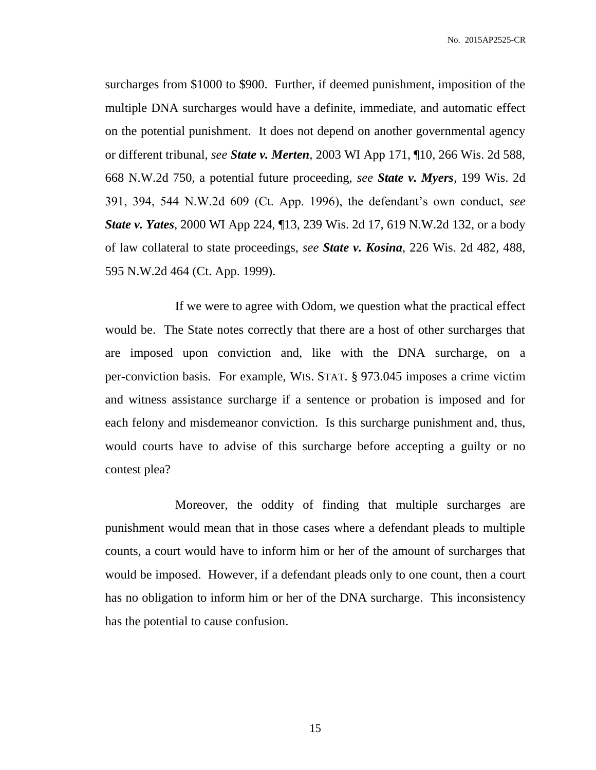surcharges from $1000 to $900. Further, if deemed punishment, imposition of the multiple DNA surcharges would have a definite, immediate, and automatic effect on the potential punishment. It does not depend on another governmental agency or different tribunal, *see* ***State v. Merten***, 2003 WI App 171, ¶10, 266 Wis. 2d 588, 668 N.W.2d 750, a potential future proceeding, *see* ***State v. Myers***, 199 Wis. 2d 391, 394, 544 N.W.2d 609 (Ct. App. 1996), the defendant's own conduct, *see* ***State v. Yates***, 2000 WI App 224, ¶13, 239 Wis. 2d 17, 619 N.W.2d 132, or a body of law collateral to state proceedings, *see* ***State v. Kosina***, 226 Wis. 2d 482, 488, 595 N.W.2d 464 (Ct. App. 1999).

If we were to agree with Odom, we question what the practical effect would be. The State notes correctly that there are a host of other surcharges that are imposed upon conviction and, like with the DNA surcharge, on a per-conviction basis. For example, WIS. STAT. § 973.045 imposes a crime victim and witness assistance surcharge if a sentence or probation is imposed and for each felony and misdemeanor conviction. Is this surcharge punishment and, thus, would courts have to advise of this surcharge before accepting a guilty or no contest plea?

Moreover, the oddity of finding that multiple surcharges are punishment would mean that in those cases where a defendant pleads to multiple counts, a court would have to inform him or her of the amount of surcharges that would be imposed. However, if a defendant pleads only to one count, then a court has no obligation to inform him or her of the DNA surcharge. This inconsistency has the potential to cause confusion.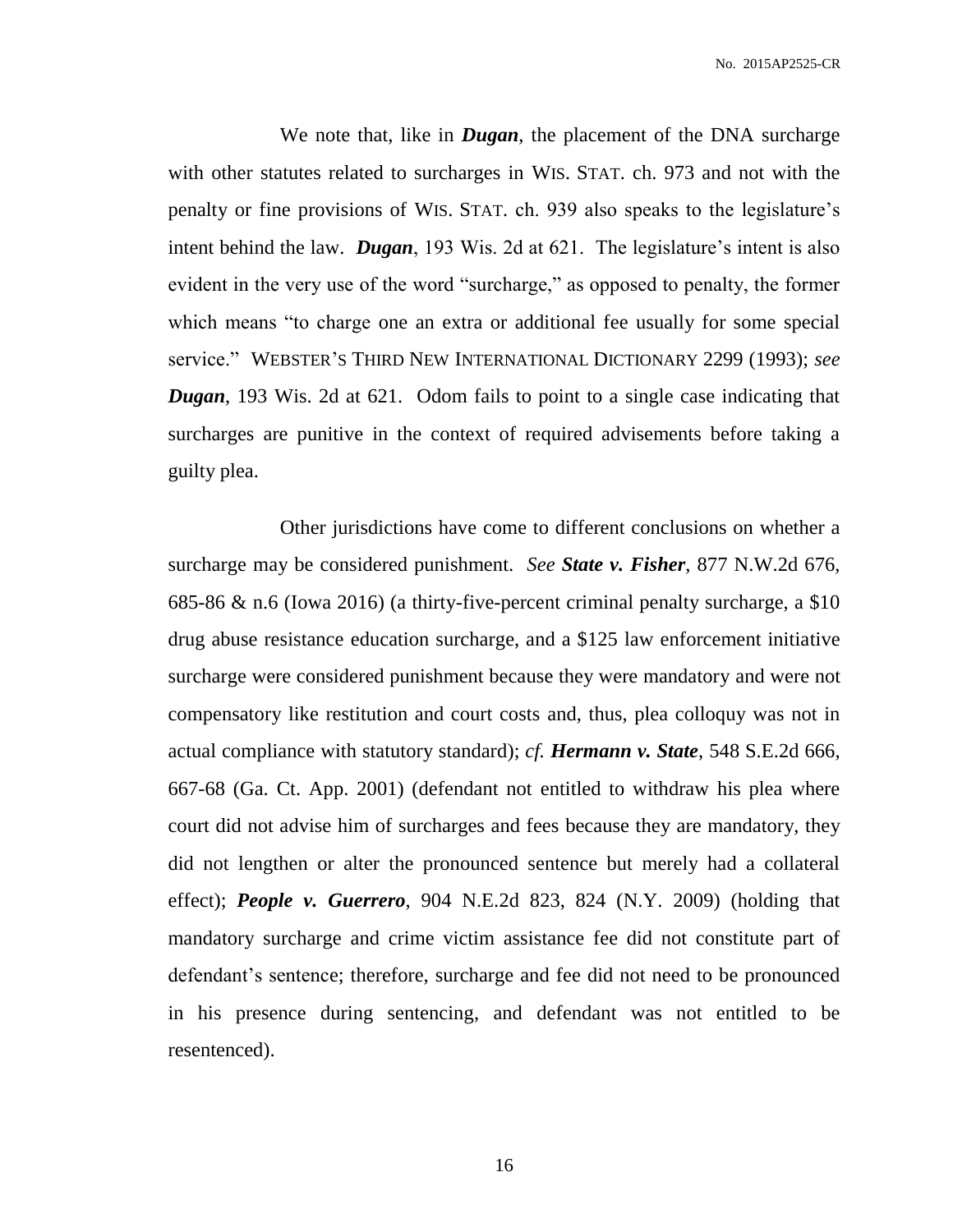We note that, like in ***Dugan***, the placement of the DNA surcharge with other statutes related to surcharges in WIS. STAT. ch. 973 and not with the penalty or fine provisions of WIS. STAT. ch. 939 also speaks to the legislature's intent behind the law. ***Dugan***, 193 Wis. 2d at 621. The legislature's intent is also evident in the very use of the word "surcharge," as opposed to penalty, the former which means "to charge one an extra or additional fee usually for some special service." WEBSTER'S THIRD NEW INTERNATIONAL DICTIONARY 2299 (1993); *see* ***Dugan***, 193 Wis. 2d at 621. Odom fails to point to a single case indicating that surcharges are punitive in the context of required advisements before taking a guilty plea.

Other jurisdictions have come to different conclusions on whether a surcharge may be considered punishment. *See* ***State v. Fisher***, 877 N.W.2d 676, 685-86 & n.6 (Iowa 2016) (a thirty-five-percent criminal penalty surcharge, a $10 drug abuse resistance education surcharge, and a $125 law enforcement initiative surcharge were considered punishment because they were mandatory and were not compensatory like restitution and court costs and, thus, plea colloquy was not in actual compliance with statutory standard); *cf.* ***Hermann v. State***, 548 S.E.2d 666, 667-68 (Ga. Ct. App. 2001) (defendant not entitled to withdraw his plea where court did not advise him of surcharges and fees because they are mandatory, they did not lengthen or alter the pronounced sentence but merely had a collateral effect); ***People v. Guerrero***, 904 N.E.2d 823, 824 (N.Y. 2009) (holding that mandatory surcharge and crime victim assistance fee did not constitute part of defendant's sentence; therefore, surcharge and fee did not need to be pronounced in his presence during sentencing, and defendant was not entitled to be resentenced).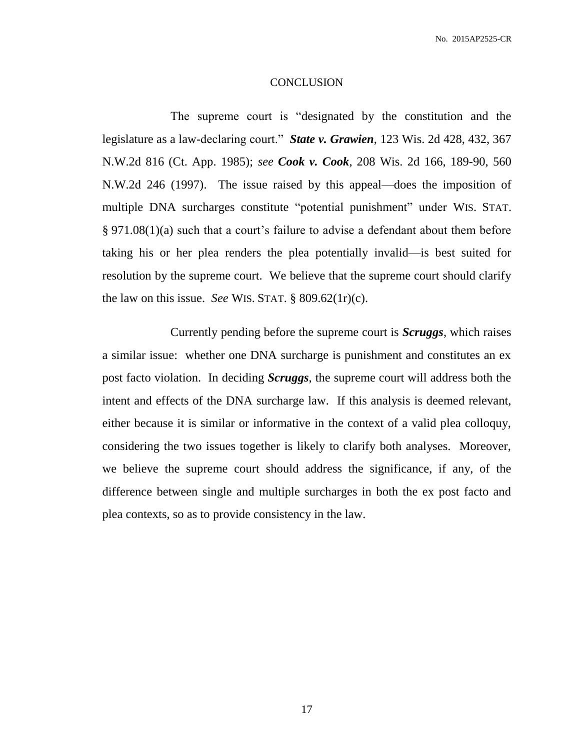## CONCLUSION

The supreme court is "designated by the constitution and the legislature as a law-declaring court." ***State v. Grawien***, 123 Wis. 2d 428, 432, 367 N.W.2d 816 (Ct. App. 1985); *see* ***Cook v. Cook***, 208 Wis. 2d 166, 189-90, 560 N.W.2d 246 (1997). The issue raised by this appeal—does the imposition of multiple DNA surcharges constitute "potential punishment" under WIS. STAT. § 971.08(1)(a) such that a court's failure to advise a defendant about them before taking his or her plea renders the plea potentially invalid—is best suited for resolution by the supreme court. We believe that the supreme court should clarify the law on this issue. *See* WIS. STAT. § 809.62(1r)(c).

Currently pending before the supreme court is ***Scruggs***, which raises a similar issue: whether one DNA surcharge is punishment and constitutes an ex post facto violation. In deciding ***Scruggs***, the supreme court will address both the intent and effects of the DNA surcharge law. If this analysis is deemed relevant, either because it is similar or informative in the context of a valid plea colloquy, considering the two issues together is likely to clarify both analyses. Moreover, we believe the supreme court should address the significance, if any, of the difference between single and multiple surcharges in both the ex post facto and plea contexts, so as to provide consistency in the law.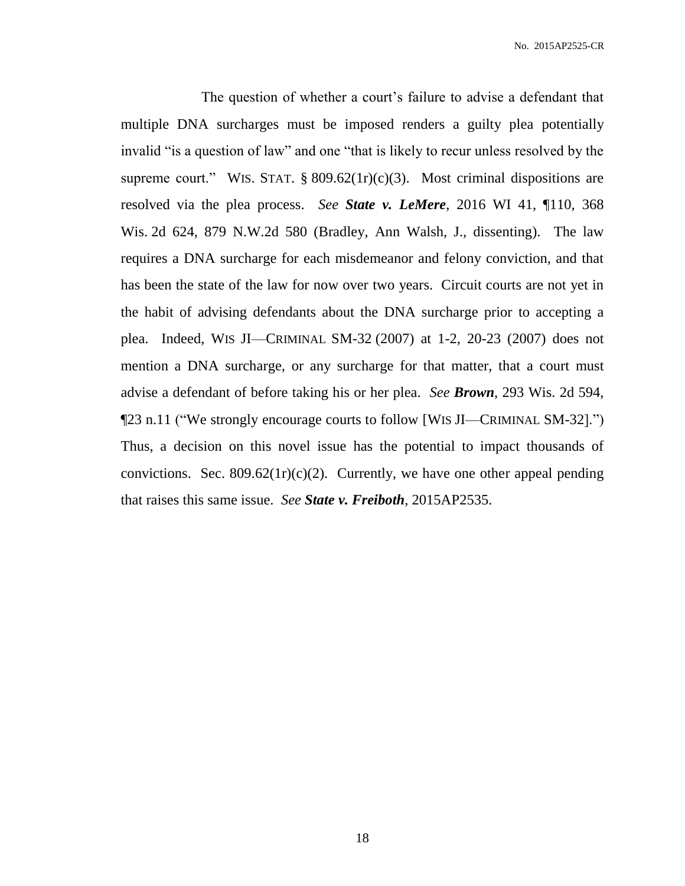The question of whether a court's failure to advise a defendant that multiple DNA surcharges must be imposed renders a guilty plea potentially invalid "is a question of law" and one "that is likely to recur unless resolved by the supreme court." WIS. STAT. § 809.62(1r)(c)(3). Most criminal dispositions are resolved via the plea process. *See* ***State v. LeMere***, 2016 WI 41, ¶110, 368 Wis. 2d 624, 879 N.W.2d 580 (Bradley, Ann Walsh, J., dissenting). The law requires a DNA surcharge for each misdemeanor and felony conviction, and that has been the state of the law for now over two years. Circuit courts are not yet in the habit of advising defendants about the DNA surcharge prior to accepting a plea. Indeed, WIS JI—CRIMINAL SM-32 (2007) at 1-2, 20-23 (2007) does not mention a DNA surcharge, or any surcharge for that matter, that a court must advise a defendant of before taking his or her plea. *See* ***Brown***, 293 Wis. 2d 594, ¶23 n.11 ("We strongly encourage courts to follow [WIS JI—CRIMINAL SM-32].") Thus, a decision on this novel issue has the potential to impact thousands of convictions. Sec. 809.62(1r)(c)(2). Currently, we have one other appeal pending that raises this same issue. *See* ***State v. Freiboth***, 2015AP2535.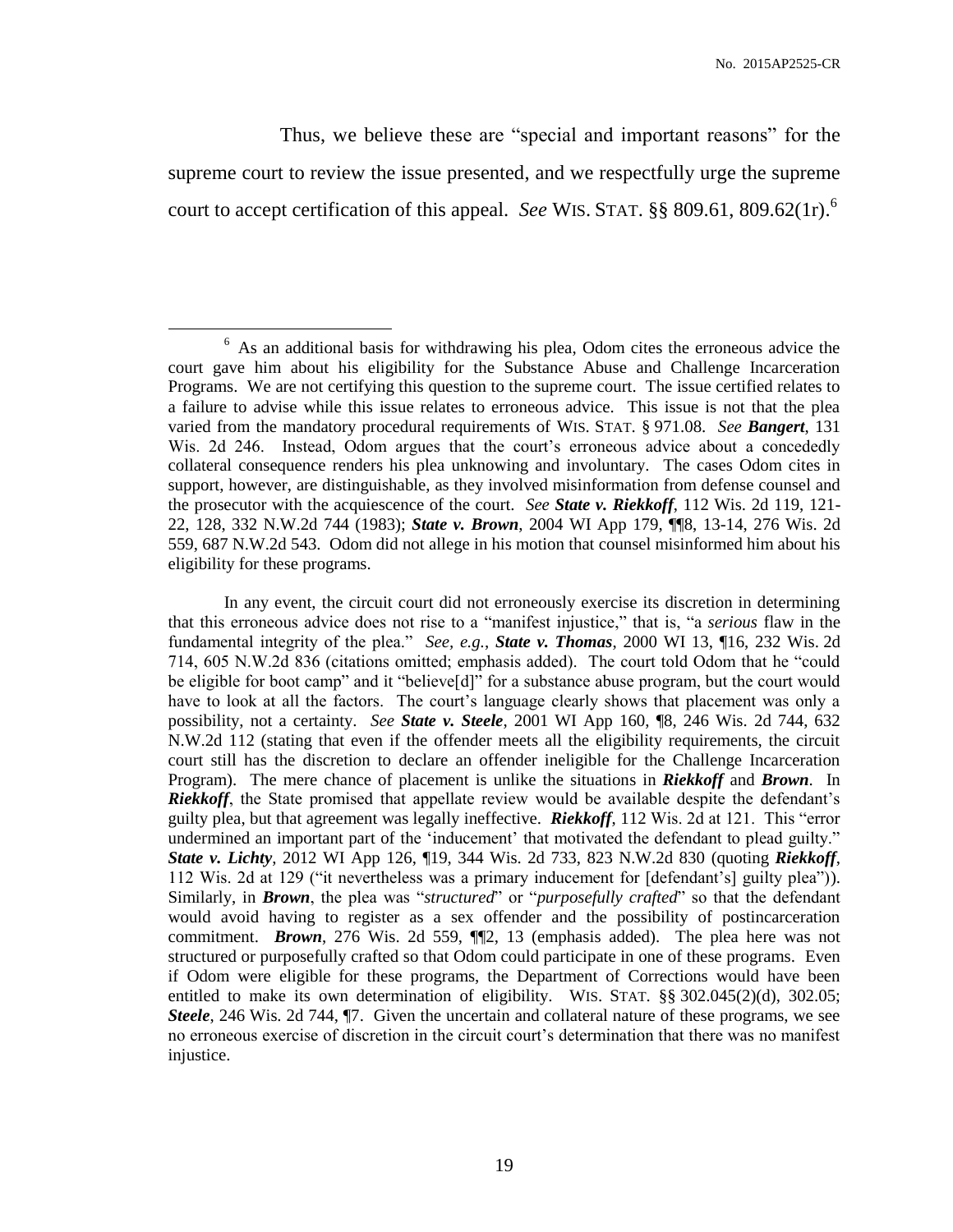Thus, we believe these are "special and important reasons" for the supreme court to review the issue presented, and we respectfully urge the supreme court to accept certification of this appeal. *See* WIS. STAT. §§ 809.61, 809.62(1r).[6]

---

[6] As an additional basis for withdrawing his plea, Odom cites the erroneous advice the court gave him about his eligibility for the Substance Abuse and Challenge Incarceration Programs. We are not certifying this question to the supreme court. The issue certified relates to a failure to advise while this issue relates to erroneous advice. This issue is not that the plea varied from the mandatory procedural requirements of WIS. STAT. § 971.08. *See* ***Bangert***, 131 Wis. 2d 246. Instead, Odom argues that the court's erroneous advice about a concededly collateral consequence renders his plea unknowing and involuntary. The cases Odom cites in support, however, are distinguishable, as they involved misinformation from defense counsel and the prosecutor with the acquiescence of the court. *See* ***State v. Riekkoff***, 112 Wis. 2d 119, 121-22, 128, 332 N.W.2d 744 (1983); ***State v. Brown***, 2004 WI App 179, ¶¶8, 13-14, 276 Wis. 2d 559, 687 N.W.2d 543. Odom did not allege in his motion that counsel misinformed him about his eligibility for these programs.

In any event, the circuit court did not erroneously exercise its discretion in determining that this erroneous advice does not rise to a "manifest injustice," that is, "a *serious* flaw in the fundamental integrity of the plea." *See, e.g.*, ***State v. Thomas***, 2000 WI 13, ¶16, 232 Wis. 2d 714, 605 N.W.2d 836 (citations omitted; emphasis added). The court told Odom that he "could be eligible for boot camp" and it "believe[d]" for a substance abuse program, but the court would have to look at all the factors. The court's language clearly shows that placement was only a possibility, not a certainty. *See* ***State v. Steele***, 2001 WI App 160, ¶8, 246 Wis. 2d 744, 632 N.W.2d 112 (stating that even if the offender meets all the eligibility requirements, the circuit court still has the discretion to declare an offender ineligible for the Challenge Incarceration Program). The mere chance of placement is unlike the situations in ***Riekkoff*** and ***Brown***. In ***Riekkoff***, the State promised that appellate review would be available despite the defendant's guilty plea, but that agreement was legally ineffective. ***Riekkoff***, 112 Wis. 2d at 121. This "error undermined an important part of the 'inducement' that motivated the defendant to plead guilty." ***State v. Lichty***, 2012 WI App 126, ¶19, 344 Wis. 2d 733, 823 N.W.2d 830 (quoting ***Riekkoff***, 112 Wis. 2d at 129 ("it nevertheless was a primary inducement for [defendant's] guilty plea")). Similarly, in ***Brown***, the plea was "*structured*" or "*purposefully crafted*" so that the defendant would avoid having to register as a sex offender and the possibility of postincarceration commitment. ***Brown***, 276 Wis. 2d 559, ¶¶2, 13 (emphasis added). The plea here was not structured or purposefully crafted so that Odom could participate in one of these programs. Even if Odom were eligible for these programs, the Department of Corrections would have been entitled to make its own determination of eligibility. WIS. STAT. §§ 302.045(2)(d), 302.05; ***Steele***, 246 Wis. 2d 744, ¶7. Given the uncertain and collateral nature of these programs, we see no erroneous exercise of discretion in the circuit court's determination that there was no manifest injustice.